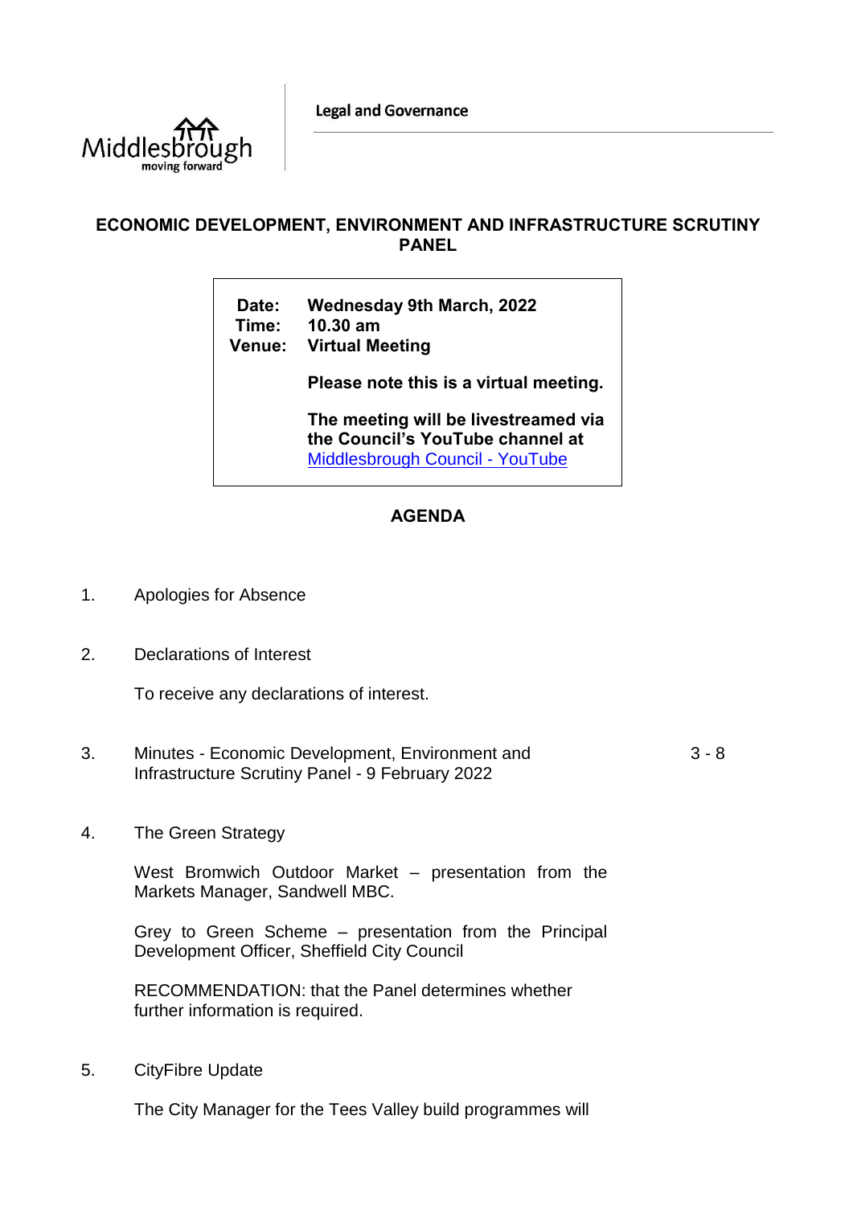Legal and Governance

# ECONOMIC DEVELOPMENT, ENVIRONMENT AND INFRASTRUCTURE SCRUTINY PANEL

**Date:** Wednesday 9th March, 2022
**Time:** 10.30 am
**Venue:** Virtual Meeting

**Please note this is a virtual meeting.**

**The meeting will be livestreamed via the Council's YouTube channel at** [Middlesbrough Council - YouTube](Middlesbrough Council - YouTube)

## AGENDA

1. Apologies for Absence

2. Declarations of Interest

   To receive any declarations of interest.

3. Minutes - Economic Development, Environment and Infrastructure Scrutiny Panel - 9 February 2022 — 3 - 8

4. The Green Strategy

   West Bromwich Outdoor Market – presentation from the Markets Manager, Sandwell MBC.

   Grey to Green Scheme – presentation from the Principal Development Officer, Sheffield City Council

   RECOMMENDATION: that the Panel determines whether further information is required.

5. CityFibre Update

   The City Manager for the Tees Valley build programmes will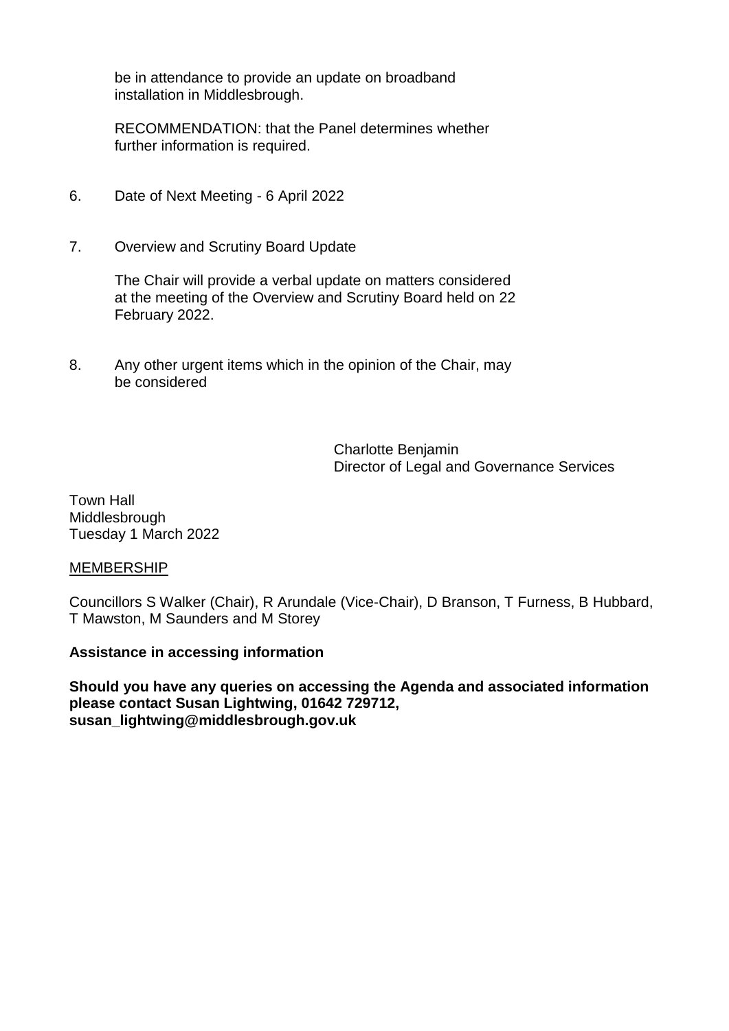be in attendance to provide an update on broadband installation in Middlesbrough.

RECOMMENDATION: that the Panel determines whether further information is required.

6. Date of Next Meeting - 6 April 2022

7. Overview and Scrutiny Board Update

   The Chair will provide a verbal update on matters considered at the meeting of the Overview and Scrutiny Board held on 22 February 2022.

8. Any other urgent items which in the opinion of the Chair, may be considered

Charlotte Benjamin
Director of Legal and Governance Services

Town Hall
Middlesbrough
Tuesday 1 March 2022

MEMBERSHIP

Councillors S Walker (Chair), R Arundale (Vice-Chair), D Branson, T Furness, B Hubbard, T Mawston, M Saunders and M Storey

**Assistance in accessing information**

**Should you have any queries on accessing the Agenda and associated information please contact Susan Lightwing, 01642 729712, susan_lightwing@middlesbrough.gov.uk**